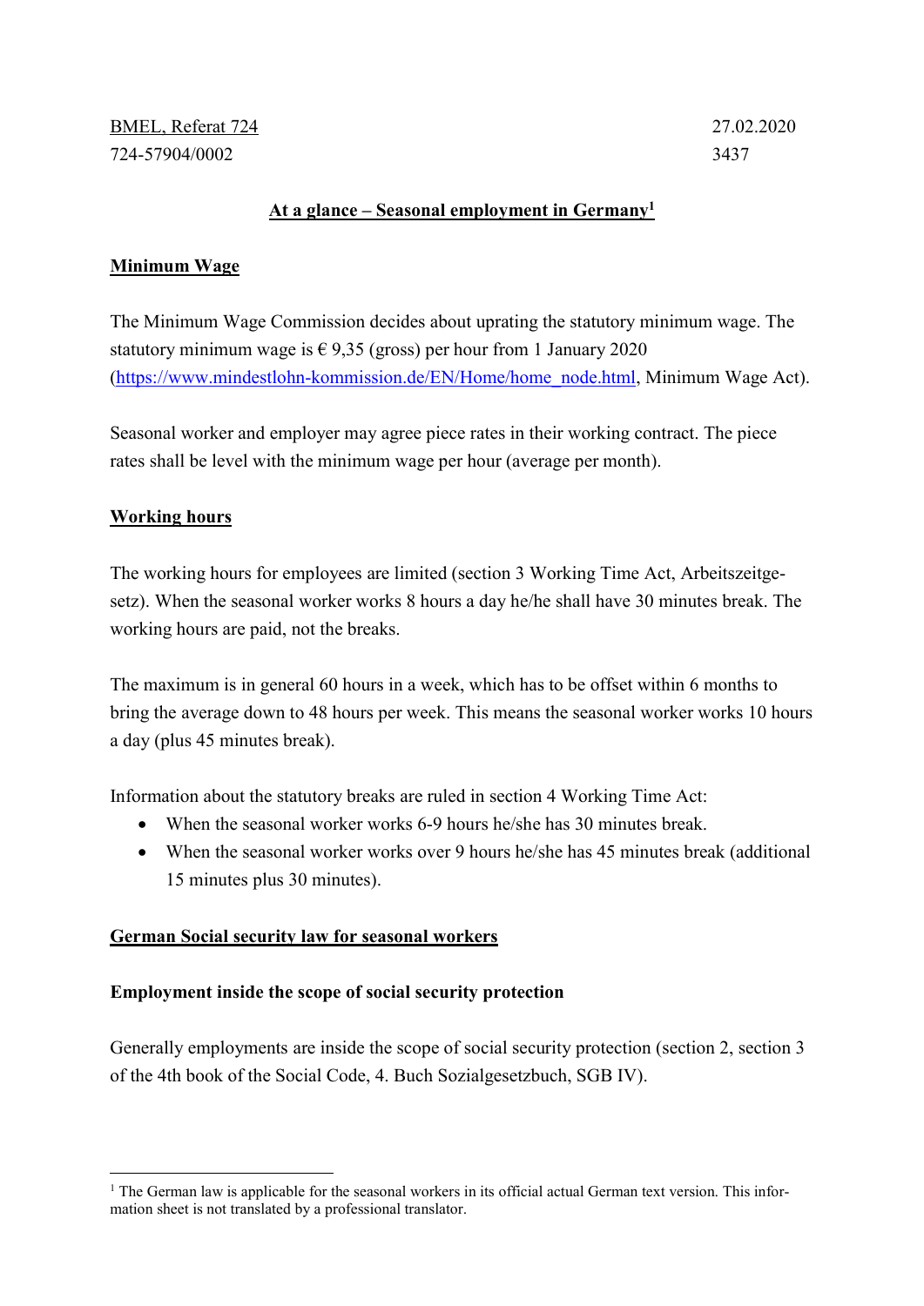BMEL, Referat 724 27.02.2020

724-57904/0002 3437

# At a glance – Seasonal employment in Germany[1]

## Minimum Wage

The Minimum Wage Commission decides about uprating the statutory minimum wage. The statutory minimum wage is € 9,35 (gross) per hour from 1 January 2020 (https://www.mindestlohn-kommission.de/EN/Home/home_node.html, Minimum Wage Act).

Seasonal worker and employer may agree piece rates in their working contract. The piece rates shall be level with the minimum wage per hour (average per month).

## Working hours

The working hours for employees are limited (section 3 Working Time Act, Arbeitszeitgesetz). When the seasonal worker works 8 hours a day he/he shall have 30 minutes break. The working hours are paid, not the breaks.

The maximum is in general 60 hours in a week, which has to be offset within 6 months to bring the average down to 48 hours per week. This means the seasonal worker works 10 hours a day (plus 45 minutes break).

Information about the statutory breaks are ruled in section 4 Working Time Act:

- When the seasonal worker works 6-9 hours he/she has 30 minutes break.
- When the seasonal worker works over 9 hours he/she has 45 minutes break (additional 15 minutes plus 30 minutes).

## German Social security law for seasonal workers

### Employment inside the scope of social security protection

Generally employments are inside the scope of social security protection (section 2, section 3 of the 4th book of the Social Code, 4. Buch Sozialgesetzbuch, SGB IV).

---

[1] The German law is applicable for the seasonal workers in its official actual German text version. This information sheet is not translated by a professional translator.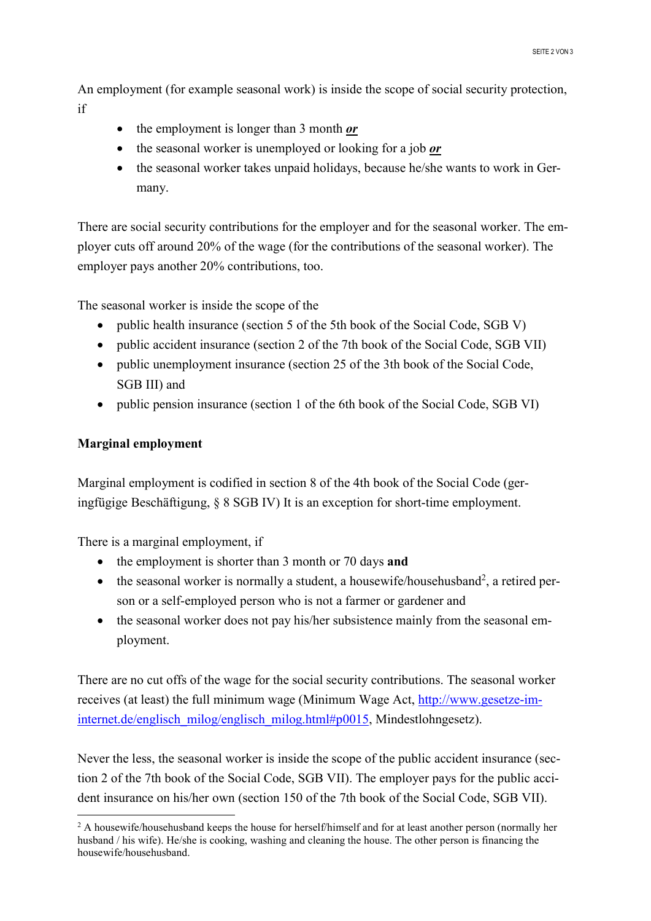An employment (for example seasonal work) is inside the scope of social security protection, if

- the employment is longer than 3 month ***or***
- the seasonal worker is unemployed or looking for a job ***or***
- the seasonal worker takes unpaid holidays, because he/she wants to work in Germany.

There are social security contributions for the employer and for the seasonal worker. The employer cuts off around 20% of the wage (for the contributions of the seasonal worker). The employer pays another 20% contributions, too.

The seasonal worker is inside the scope of the

- public health insurance (section 5 of the 5th book of the Social Code, SGB V)
- public accident insurance (section 2 of the 7th book of the Social Code, SGB VII)
- public unemployment insurance (section 25 of the 3th book of the Social Code, SGB III) and
- public pension insurance (section 1 of the 6th book of the Social Code, SGB VI)

**Marginal employment**

Marginal employment is codified in section 8 of the 4th book of the Social Code (geringfügige Beschäftigung, § 8 SGB IV) It is an exception for short-time employment.

There is a marginal employment, if

- the employment is shorter than 3 month or 70 days **and**
- the seasonal worker is normally a student, a housewife/househusband[2], a retired person or a self-employed person who is not a farmer or gardener and
- the seasonal worker does not pay his/her subsistence mainly from the seasonal employment.

There are no cut offs of the wage for the social security contributions. The seasonal worker receives (at least) the full minimum wage (Minimum Wage Act, [http://www.gesetze-im-internet.de/englisch_milog/englisch_milog.html#p0015](http://www.gesetze-im-internet.de/englisch_milog/englisch_milog.html#p0015), Mindestlohngesetz).

Never the less, the seasonal worker is inside the scope of the public accident insurance (section 2 of the 7th book of the Social Code, SGB VII). The employer pays for the public accident insurance on his/her own (section 150 of the 7th book of the Social Code, SGB VII).

---

[2] A housewife/househusband keeps the house for herself/himself and for at least another person (normally her husband / his wife). He/she is cooking, washing and cleaning the house. The other person is financing the housewife/househusband.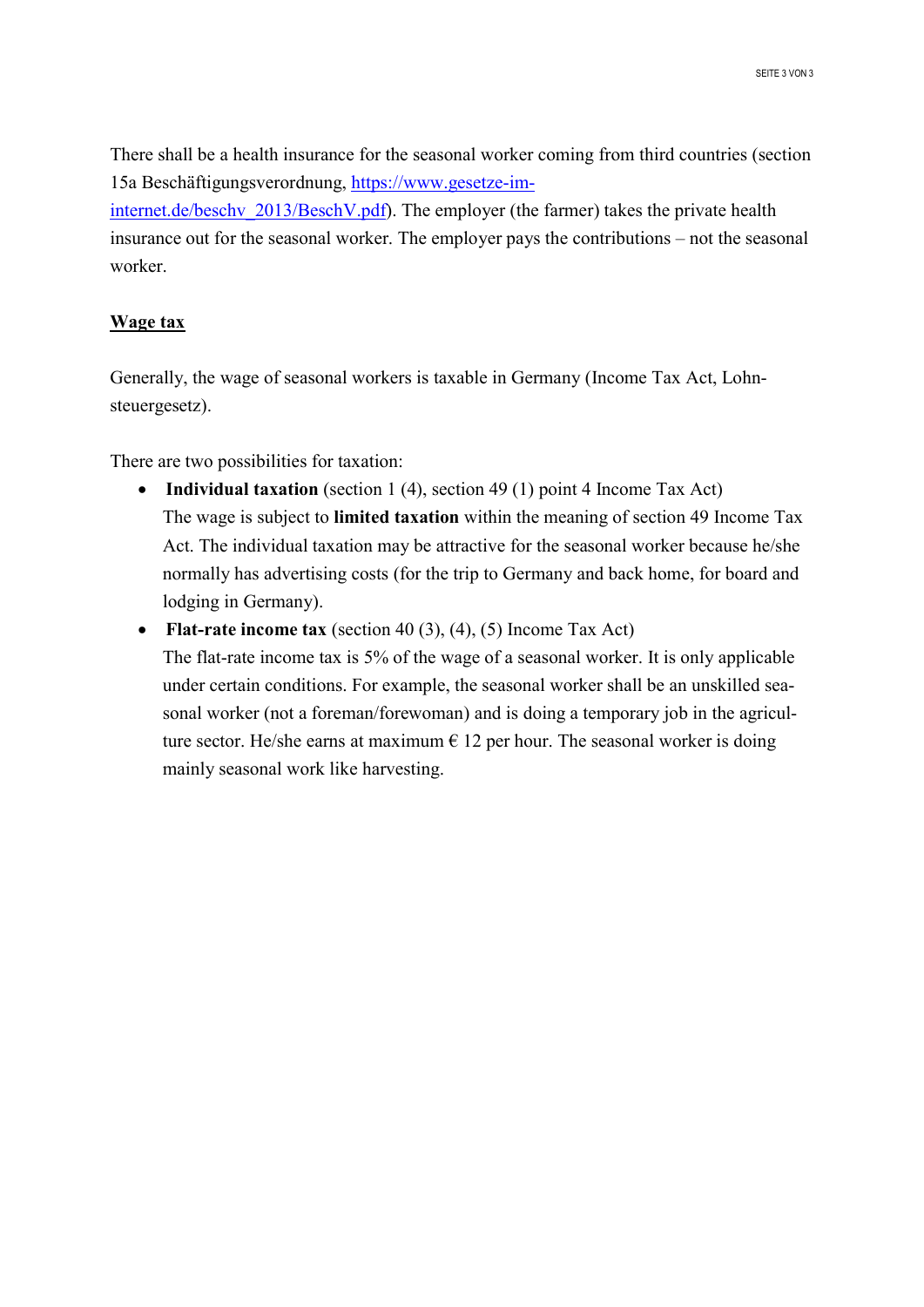There shall be a health insurance for the seasonal worker coming from third countries (section 15a Beschäftigungsverordnung, https://www.gesetze-im-internet.de/beschv_2013/BeschV.pdf). The employer (the farmer) takes the private health insurance out for the seasonal worker. The employer pays the contributions – not the seasonal worker.

## Wage tax

Generally, the wage of seasonal workers is taxable in Germany (Income Tax Act, Lohnsteuergesetz).

There are two possibilities for taxation:

- **Individual taxation** (section 1 (4), section 49 (1) point 4 Income Tax Act)
  The wage is subject to **limited taxation** within the meaning of section 49 Income Tax Act. The individual taxation may be attractive for the seasonal worker because he/she normally has advertising costs (for the trip to Germany and back home, for board and lodging in Germany).
- **Flat-rate income tax** (section 40 (3), (4), (5) Income Tax Act)
  The flat-rate income tax is 5% of the wage of a seasonal worker. It is only applicable under certain conditions. For example, the seasonal worker shall be an unskilled seasonal worker (not a foreman/forewoman) and is doing a temporary job in the agriculture sector. He/she earns at maximum € 12 per hour. The seasonal worker is doing mainly seasonal work like harvesting.